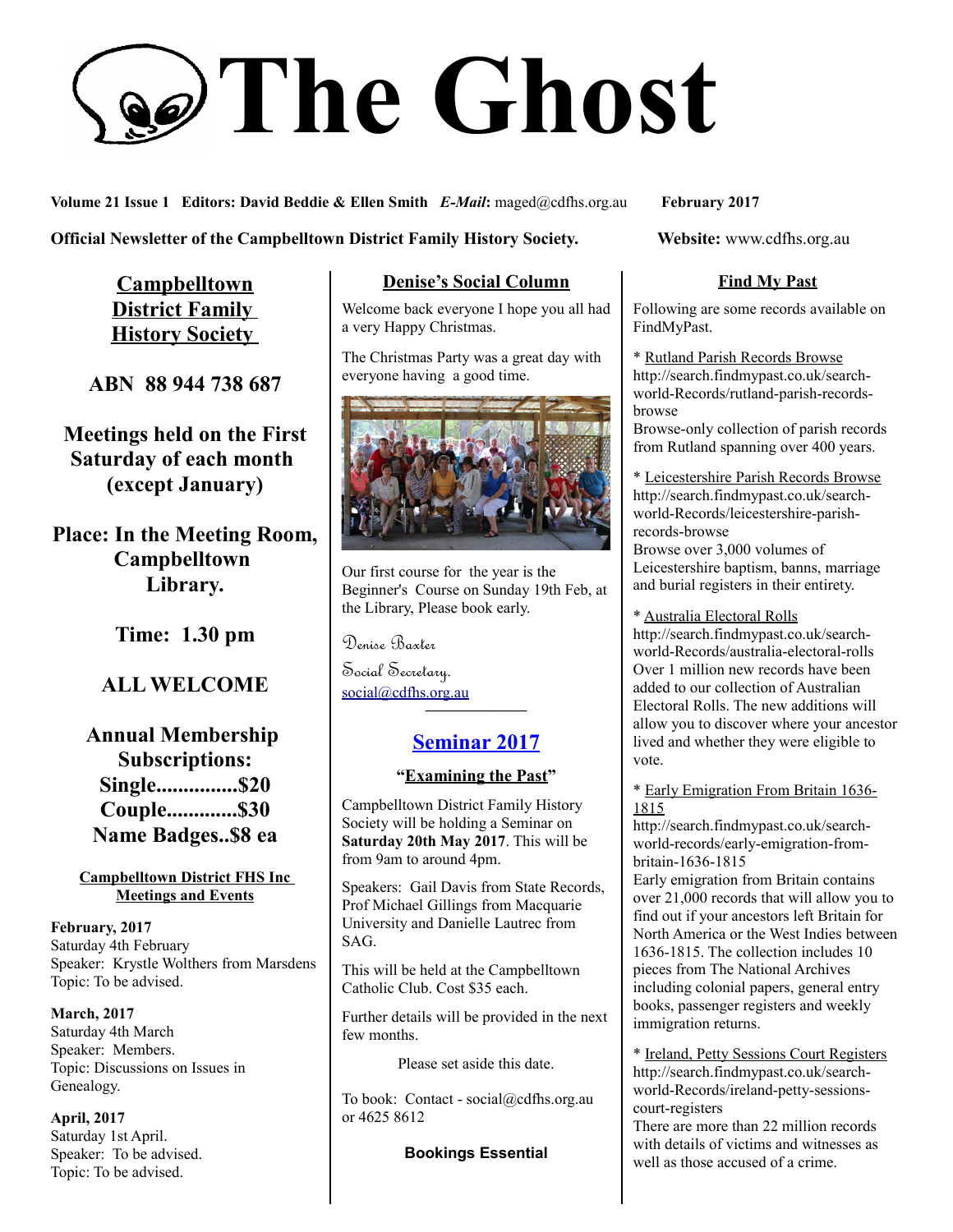# The Ghost

**Volume 21 Issue 1 Editors: David Beddie & Ellen Smith** ***E-Mail*****:** maged@cdfhs.org.au **February 2017**

**Official Newsletter of the Campbelltown District Family History Society.** **Website:** www.cdfhs.org.au

## Campbelltown District Family History Society

**ABN 88 944 738 687**

**Meetings held on the First Saturday of each month (except January)**

**Place: In the Meeting Room, Campbelltown Library.**

**Time: 1.30 pm**

**ALL WELCOME**

**Annual Membership Subscriptions:**
**Single...............$20**
**Couple.............$30**
**Name Badges..$8 ea**

### Campbelltown District FHS Inc Meetings and Events

**February, 2017**
Saturday 4th February
Speaker: Krystle Wolthers from Marsdens
Topic: To be advised.

**March, 2017**
Saturday 4th March
Speaker: Members.
Topic: Discussions on Issues in Genealogy.

**April, 2017**
Saturday 1st April.
Speaker: To be advised.
Topic: To be advised.

### Denise's Social Column

Welcome back everyone I hope you all had a very Happy Christmas.

The Christmas Party was a great day with everyone having a good time.

Our first course for the year is the Beginner's Course on Sunday 19th Feb, at the Library, Please book early.

Denise Baxter
Social Secretary.
social@cdfhs.org.au

---

## Seminar 2017

### "Examining the Past"

Campbelltown District Family History Society will be holding a Seminar on **Saturday 20th May 2017**. This will be from 9am to around 4pm.

Speakers: Gail Davis from State Records, Prof Michael Gillings from Macquarie University and Danielle Lautrec from SAG.

This will be held at the Campbelltown Catholic Club. Cost $35 each.

Further details will be provided in the next few months.

Please set aside this date.

To book: Contact - social@cdfhs.org.au or 4625 8612

**Bookings Essential**

### Find My Past

Following are some records available on FindMyPast.

* Rutland Parish Records Browse
http://search.findmypast.co.uk/search-world-Records/rutland-parish-records-browse
Browse-only collection of parish records from Rutland spanning over 400 years.

* Leicestershire Parish Records Browse
http://search.findmypast.co.uk/search-world-Records/leicestershire-parish-records-browse
Browse over 3,000 volumes of Leicestershire baptism, banns, marriage and burial registers in their entirety.

* Australia Electoral Rolls
http://search.findmypast.co.uk/search-world-Records/australia-electoral-rolls
Over 1 million new records have been added to our collection of Australian Electoral Rolls. The new additions will allow you to discover where your ancestor lived and whether they were eligible to vote.

* Early Emigration From Britain 1636-1815
http://search.findmypast.co.uk/search-world-records/early-emigration-from-britain-1636-1815
Early emigration from Britain contains over 21,000 records that will allow you to find out if your ancestors left Britain for North America or the West Indies between 1636-1815. The collection includes 10 pieces from The National Archives including colonial papers, general entry books, passenger registers and weekly immigration returns.

* Ireland, Petty Sessions Court Registers
http://search.findmypast.co.uk/search-world-Records/ireland-petty-sessions-court-registers
There are more than 22 million records with details of victims and witnesses as well as those accused of a crime.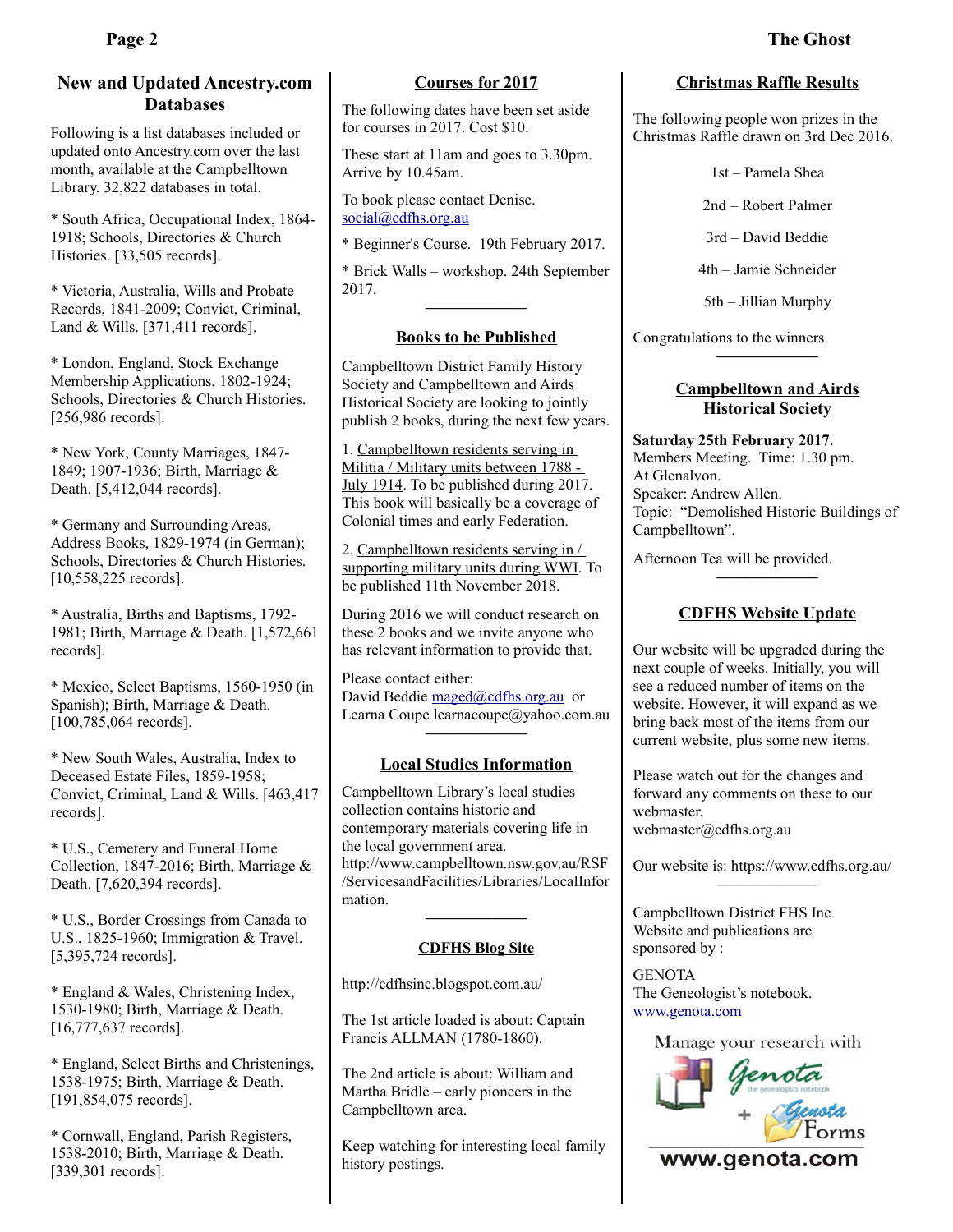## New and Updated Ancestry.com Databases

Following is a list databases included or updated onto Ancestry.com over the last month, available at the Campbelltown Library. 32,822 databases in total.

* South Africa, Occupational Index, 1864-1918; Schools, Directories & Church Histories. [33,505 records].

* Victoria, Australia, Wills and Probate Records, 1841-2009; Convict, Criminal, Land & Wills. [371,411 records].

* London, England, Stock Exchange Membership Applications, 1802-1924; Schools, Directories & Church Histories. [256,986 records].

* New York, County Marriages, 1847-1849; 1907-1936; Birth, Marriage & Death. [5,412,044 records].

* Germany and Surrounding Areas, Address Books, 1829-1974 (in German); Schools, Directories & Church Histories. [10,558,225 records].

* Australia, Births and Baptisms, 1792-1981; Birth, Marriage & Death. [1,572,661 records].

* Mexico, Select Baptisms, 1560-1950 (in Spanish); Birth, Marriage & Death. [100,785,064 records].

* New South Wales, Australia, Index to Deceased Estate Files, 1859-1958; Convict, Criminal, Land & Wills. [463,417 records].

* U.S., Cemetery and Funeral Home Collection, 1847-2016; Birth, Marriage & Death. [7,620,394 records].

* U.S., Border Crossings from Canada to U.S., 1825-1960; Immigration & Travel. [5,395,724 records].

* England & Wales, Christening Index, 1530-1980; Birth, Marriage & Death. [16,777,637 records].

* England, Select Births and Christenings, 1538-1975; Birth, Marriage & Death. [191,854,075 records].

* Cornwall, England, Parish Registers, 1538-2010; Birth, Marriage & Death. [339,301 records].

## Courses for 2017

The following dates have been set aside for courses in 2017. Cost $10.

These start at 11am and goes to 3.30pm. Arrive by 10.45am.

To book please contact Denise. social@cdfhs.org.au

* Beginner's Course. 19th February 2017.

* Brick Walls – workshop. 24th September 2017.

---

## Books to be Published

Campbelltown District Family History Society and Campbelltown and Airds Historical Society are looking to jointly publish 2 books, during the next few years.

1. Campbelltown residents serving in Militia / Military units between 1788 - July 1914. To be published during 2017. This book will basically be a coverage of Colonial times and early Federation.

2. Campbelltown residents serving in / supporting military units during WWI. To be published 11th November 2018.

During 2016 we will conduct research on these 2 books and we invite anyone who has relevant information to provide that.

Please contact either:
David Beddie maged@cdfhs.org.au or
Learna Coupe learnacoupe@yahoo.com.au

---

## Local Studies Information

Campbelltown Library's local studies collection contains historic and contemporary materials covering life in the local government area.
http://www.campbelltown.nsw.gov.au/RSF/ServicesandFacilities/Libraries/LocalInformation.

---

## CDFHS Blog Site

http://cdfhsinc.blogspot.com.au/

The 1st article loaded is about: Captain Francis ALLMAN (1780-1860).

The 2nd article is about: William and Martha Bridle – early pioneers in the Campbelltown area.

Keep watching for interesting local family history postings.

## Christmas Raffle Results

The following people won prizes in the Christmas Raffle drawn on 3rd Dec 2016.

1st – Pamela Shea

2nd – Robert Palmer

3rd – David Beddie

4th – Jamie Schneider

5th – Jillian Murphy

Congratulations to the winners.

---

## Campbelltown and Airds Historical Society

**Saturday 25th February 2017.**
Members Meeting. Time: 1.30 pm.
At Glenalvon.
Speaker: Andrew Allen.
Topic: "Demolished Historic Buildings of Campbelltown".

Afternoon Tea will be provided.

---

## CDFHS Website Update

Our website will be upgraded during the next couple of weeks. Initially, you will see a reduced number of items on the website. However, it will expand as we bring back most of the items from our current website, plus some new items.

Please watch out for the changes and forward any comments on these to our webmaster.
webmaster@cdfhs.org.au

Our website is: https://www.cdfhs.org.au/

---

Campbelltown District FHS Inc Website and publications are sponsored by :

GENOTA
The Geneologist's notebook.
www.genota.com

Manage your research with Genota the genealogists notebook + Genota Forms
www.genota.com